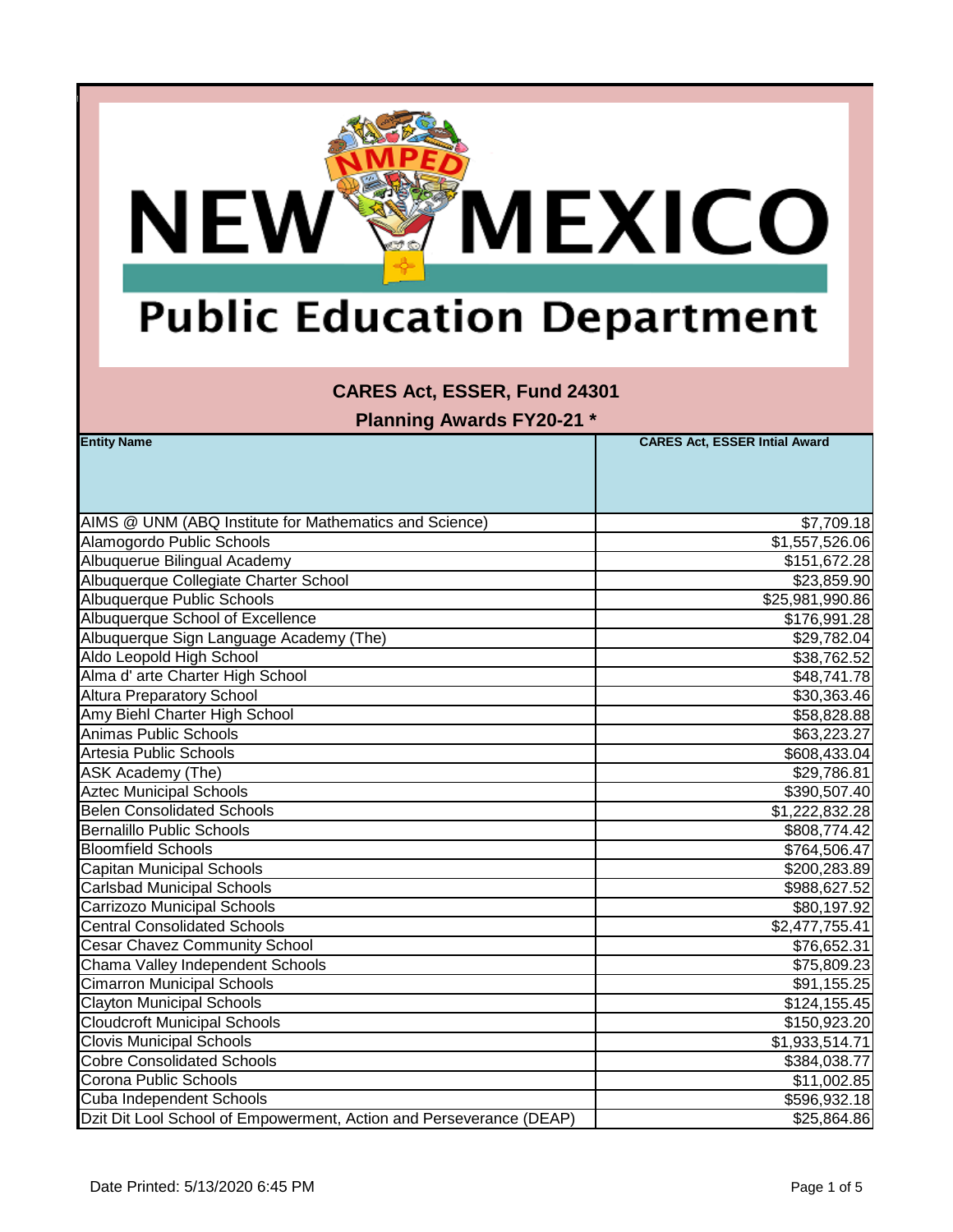# NEW MEXICO Public Education Department

## CARES Act, ESSER, Fund 24301

## Planning Awards FY20-21 *

| Entity Name | CARES Act, ESSER Intial Award |
|---|---|
| AIMS @ UNM (ABQ Institute for Mathematics and Science) | $7,709.18 |
| Alamogordo Public Schools | $1,557,526.06 |
| Albuquerue Bilingual Academy | $151,672.28 |
| Albuquerque Collegiate Charter School | $23,859.90 |
| Albuquerque Public Schools | $25,981,990.86 |
| Albuquerque School of Excellence | $176,991.28 |
| Albuquerque Sign Language Academy (The) | $29,782.04 |
| Aldo Leopold High School | $38,762.52 |
| Alma d' arte Charter High School | $48,741.78 |
| Altura Preparatory School | $30,363.46 |
| Amy Biehl Charter High School | $58,828.88 |
| Animas Public Schools | $63,223.27 |
| Artesia Public Schools | $608,433.04 |
| ASK Academy (The) | $29,786.81 |
| Aztec Municipal Schools | $390,507.40 |
| Belen Consolidated Schools | $1,222,832.28 |
| Bernalillo Public Schools | $808,774.42 |
| Bloomfield Schools | $764,506.47 |
| Capitan Municipal Schools | $200,283.89 |
| Carlsbad Municipal Schools | $988,627.52 |
| Carrizozo Municipal Schools | $80,197.92 |
| Central Consolidated Schools | $2,477,755.41 |
| Cesar Chavez Community School | $76,652.31 |
| Chama Valley Independent Schools | $75,809.23 |
| Cimarron Municipal Schools | $91,155.25 |
| Clayton Municipal Schools | $124,155.45 |
| Cloudcroft Municipal Schools | $150,923.20 |
| Clovis Municipal Schools | $1,933,514.71 |
| Cobre Consolidated Schools | $384,038.77 |
| Corona Public Schools | $11,002.85 |
| Cuba Independent Schools | $596,932.18 |
| Dzit Dit Lool School of Empowerment, Action and Perseverance (DEAP) | $25,864.86 |

Date Printed: 5/13/2020 6:45 PM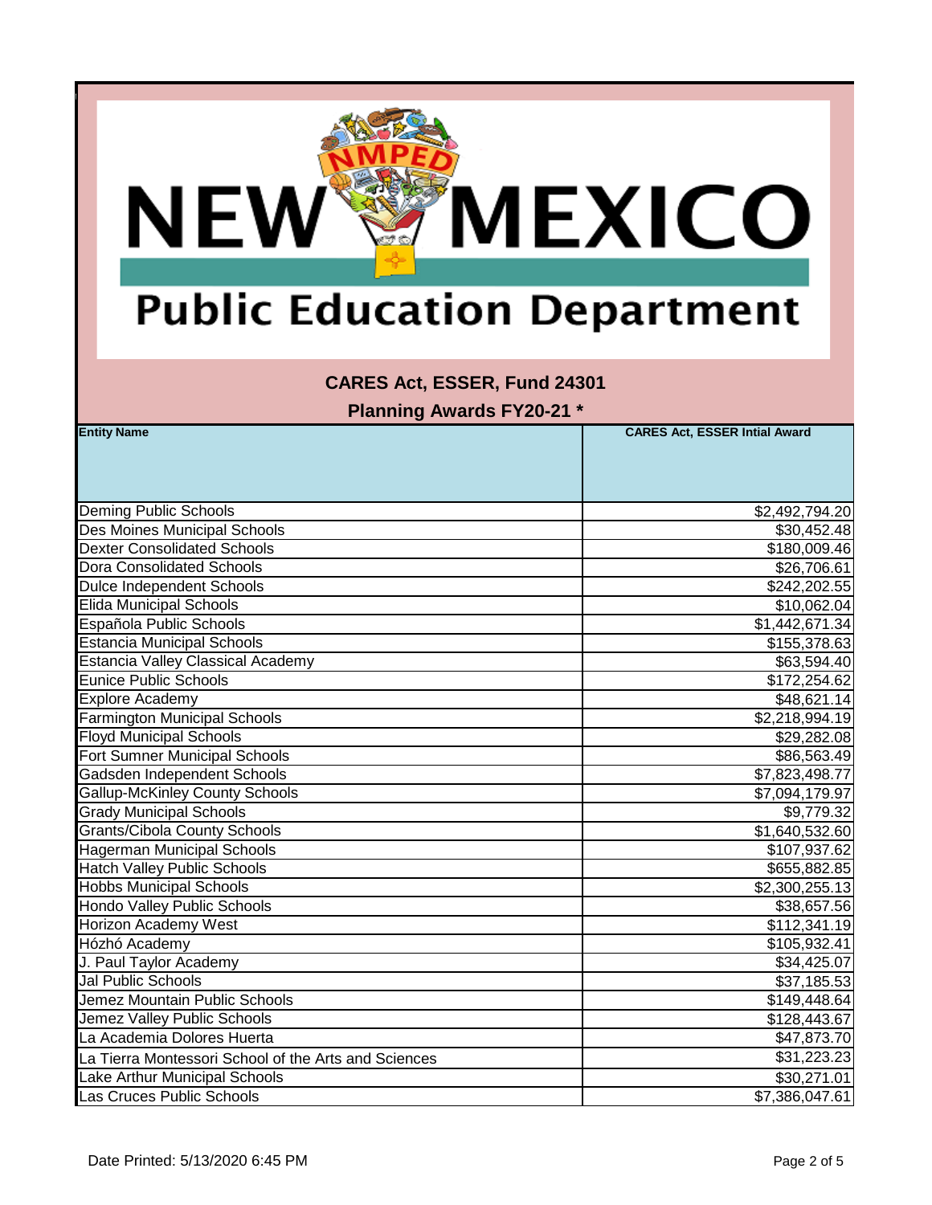NEW MEXICO Public Education Department

## CARES Act, ESSER, Fund 24301

### Planning Awards FY20-21 *

| Entity Name | CARES Act, ESSER Intial Award |
|---|---|
| Deming Public Schools | $2,492,794.20 |
| Des Moines Municipal Schools | $30,452.48 |
| Dexter Consolidated Schools | $180,009.46 |
| Dora Consolidated Schools | $26,706.61 |
| Dulce Independent Schools | $242,202.55 |
| Elida Municipal Schools | $10,062.04 |
| Española Public Schools | $1,442,671.34 |
| Estancia Municipal Schools | $155,378.63 |
| Estancia Valley Classical Academy | $63,594.40 |
| Eunice Public Schools | $172,254.62 |
| Explore Academy | $48,621.14 |
| Farmington Municipal Schools | $2,218,994.19 |
| Floyd Municipal Schools | $29,282.08 |
| Fort Sumner Municipal Schools | $86,563.49 |
| Gadsden Independent Schools | $7,823,498.77 |
| Gallup-McKinley County Schools | $7,094,179.97 |
| Grady Municipal Schools | $9,779.32 |
| Grants/Cibola County Schools | $1,640,532.60 |
| Hagerman Municipal Schools | $107,937.62 |
| Hatch Valley Public Schools | $655,882.85 |
| Hobbs Municipal Schools | $2,300,255.13 |
| Hondo Valley Public Schools | $38,657.56 |
| Horizon Academy West | $112,341.19 |
| Hózhó Academy | $105,932.41 |
| J. Paul Taylor Academy | $34,425.07 |
| Jal Public Schools | $37,185.53 |
| Jemez Mountain Public Schools | $149,448.64 |
| Jemez Valley Public Schools | $128,443.67 |
| La Academia Dolores Huerta | $47,873.70 |
| La Tierra Montessori School of the Arts and Sciences | $31,223.23 |
| Lake Arthur Municipal Schools | $30,271.01 |
| Las Cruces Public Schools | $7,386,047.61 |

Date Printed: 5/13/2020 6:45 PM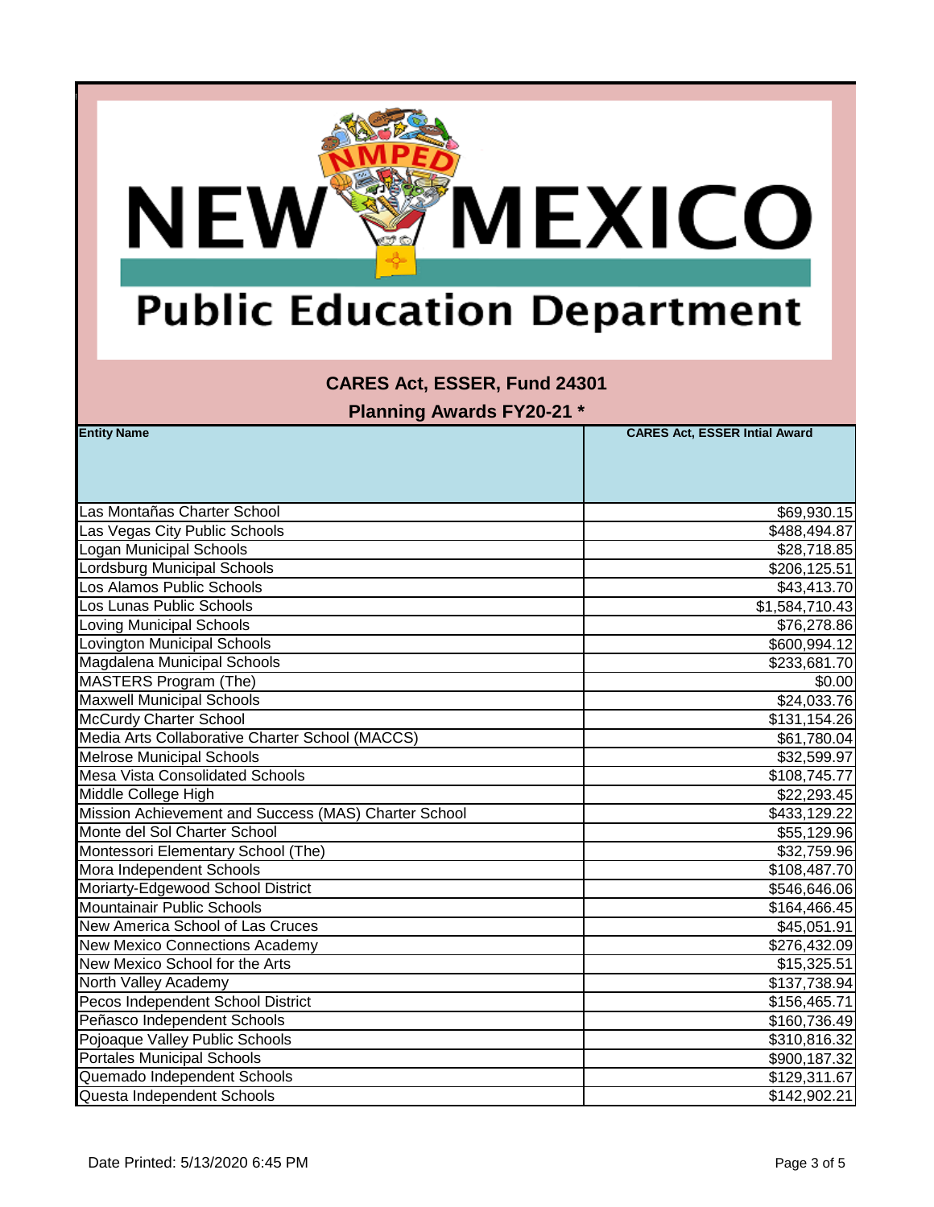NEW MEXICO Public Education Department

## CARES Act, ESSER, Fund 24301

### Planning Awards FY20-21 *

| Entity Name | CARES Act, ESSER Intial Award |
|---|---|
| Las Montañas Charter School | $69,930.15 |
| Las Vegas City Public Schools | $488,494.87 |
| Logan Municipal Schools | $28,718.85 |
| Lordsburg Municipal Schools | $206,125.51 |
| Los Alamos Public Schools | $43,413.70 |
| Los Lunas Public Schools | $1,584,710.43 |
| Loving Municipal Schools | $76,278.86 |
| Lovington Municipal Schools | $600,994.12 |
| Magdalena Municipal Schools | $233,681.70 |
| MASTERS Program (The) | $0.00 |
| Maxwell Municipal Schools | $24,033.76 |
| McCurdy Charter School | $131,154.26 |
| Media Arts Collaborative Charter School (MACCS) | $61,780.04 |
| Melrose Municipal Schools | $32,599.97 |
| Mesa Vista Consolidated Schools | $108,745.77 |
| Middle College High | $22,293.45 |
| Mission Achievement and Success (MAS) Charter School | $433,129.22 |
| Monte del Sol Charter School | $55,129.96 |
| Montessori Elementary School (The) | $32,759.96 |
| Mora Independent Schools | $108,487.70 |
| Moriarty-Edgewood School District | $546,646.06 |
| Mountainair Public Schools | $164,466.45 |
| New America School of Las Cruces | $45,051.91 |
| New Mexico Connections Academy | $276,432.09 |
| New Mexico School for the Arts | $15,325.51 |
| North Valley Academy | $137,738.94 |
| Pecos Independent School District | $156,465.71 |
| Peñasco Independent Schools | $160,736.49 |
| Pojoaque Valley Public Schools | $310,816.32 |
| Portales Municipal Schools | $900,187.32 |
| Quemado Independent Schools | $129,311.67 |
| Questa Independent Schools | $142,902.21 |

Date Printed: 5/13/2020 6:45 PM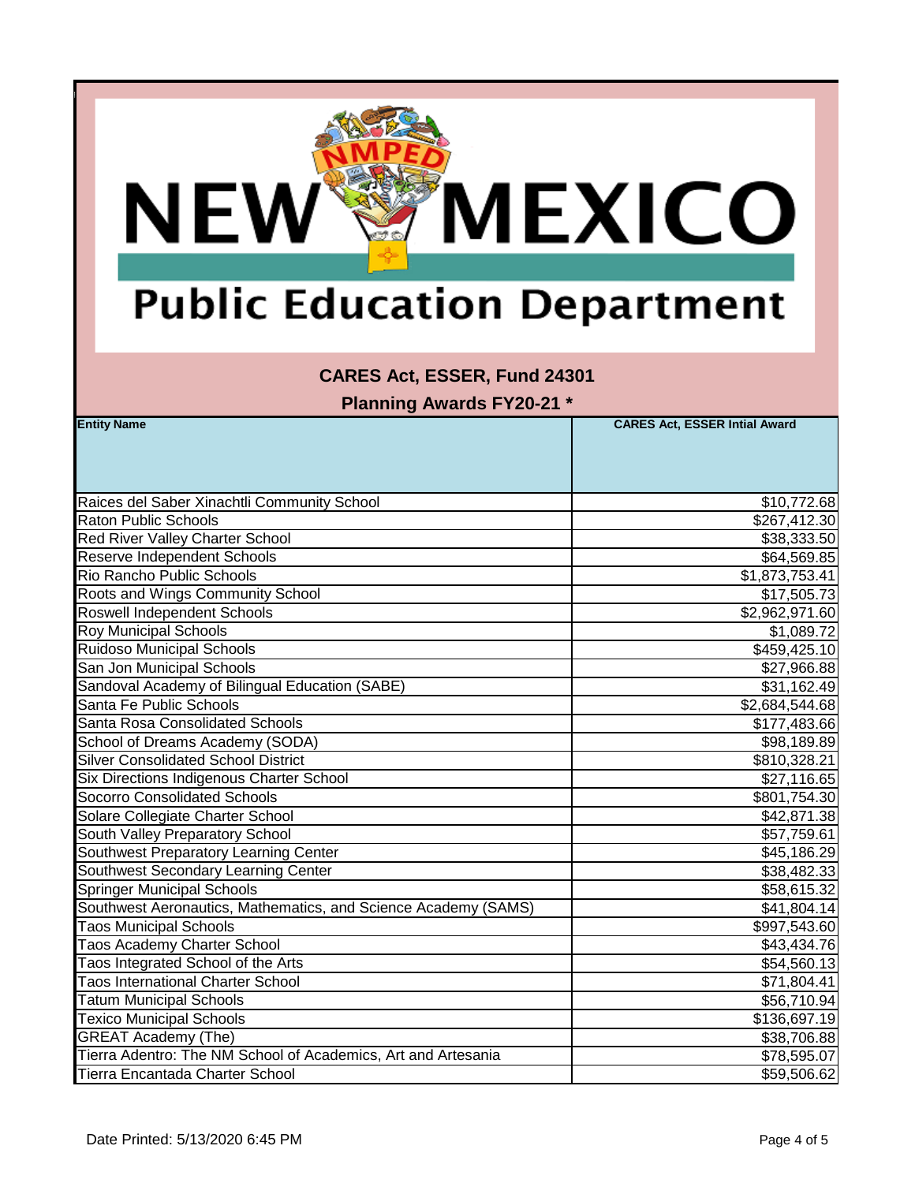New Mexico Public Education Department

## CARES Act, ESSER, Fund 24301

### Planning Awards FY20-21 *

| Entity Name | CARES Act, ESSER Intial Award |
|---|---|
| Raices del Saber Xinachtli Community School | $10,772.68 |
| Raton Public Schools | $267,412.30 |
| Red River Valley Charter School | $38,333.50 |
| Reserve Independent Schools | $64,569.85 |
| Rio Rancho Public Schools | $1,873,753.41 |
| Roots and Wings Community School | $17,505.73 |
| Roswell Independent Schools | $2,962,971.60 |
| Roy Municipal Schools | $1,089.72 |
| Ruidoso Municipal Schools | $459,425.10 |
| San Jon Municipal Schools | $27,966.88 |
| Sandoval Academy of Bilingual Education (SABE) | $31,162.49 |
| Santa Fe Public Schools | $2,684,544.68 |
| Santa Rosa Consolidated Schools | $177,483.66 |
| School of Dreams Academy (SODA) | $98,189.89 |
| Silver Consolidated School District | $810,328.21 |
| Six Directions Indigenous Charter School | $27,116.65 |
| Socorro Consolidated Schools | $801,754.30 |
| Solare Collegiate Charter School | $42,871.38 |
| South Valley Preparatory School | $57,759.61 |
| Southwest Preparatory Learning Center | $45,186.29 |
| Southwest Secondary Learning Center | $38,482.33 |
| Springer Municipal Schools | $58,615.32 |
| Southwest Aeronautics, Mathematics, and Science Academy (SAMS) | $41,804.14 |
| Taos Municipal Schools | $997,543.60 |
| Taos Academy Charter School | $43,434.76 |
| Taos Integrated School of the Arts | $54,560.13 |
| Taos International Charter School | $71,804.41 |
| Tatum Municipal Schools | $56,710.94 |
| Texico Municipal Schools | $136,697.19 |
| GREAT Academy (The) | $38,706.88 |
| Tierra Adentro: The NM School of Academics, Art and Artesania | $78,595.07 |
| Tierra Encantada Charter School | $59,506.62 |

Date Printed: 5/13/2020 6:45 PM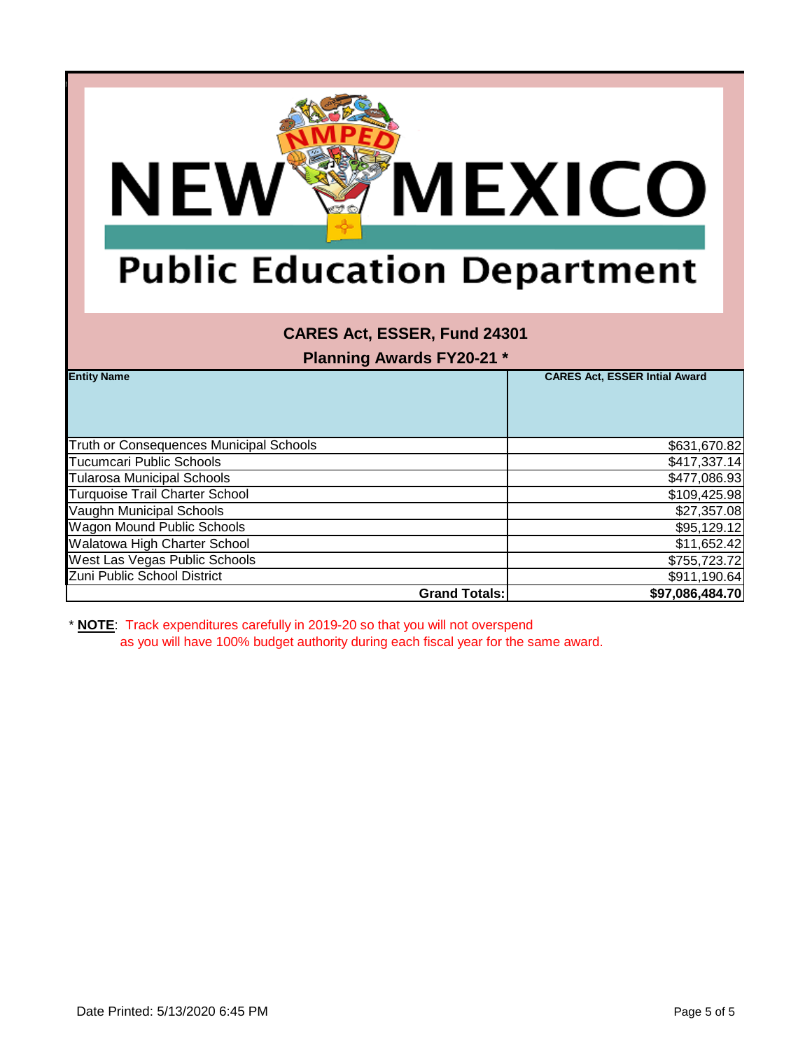# NEW MEXICO Public Education Department

## CARES Act, ESSER, Fund 24301

### Planning Awards FY20-21 *

| Entity Name | CARES Act, ESSER Intial Award |
|---|---|
| Truth or Consequences Municipal Schools | $631,670.82 |
| Tucumcari Public Schools | $417,337.14 |
| Tularosa Municipal Schools | $477,086.93 |
| Turquoise Trail Charter School | $109,425.98 |
| Vaughn Municipal Schools | $27,357.08 |
| Wagon Mound Public Schools | $95,129.12 |
| Walatowa High Charter School | $11,652.42 |
| West Las Vegas Public Schools | $755,723.72 |
| Zuni Public School District | $911,190.64 |
| **Grand Totals:** | **$97,086,484.70** |

* **NOTE**: Track expenditures carefully in 2019-20 so that you will not overspend as you will have 100% budget authority during each fiscal year for the same award.

Date Printed: 5/13/2020 6:45 PM